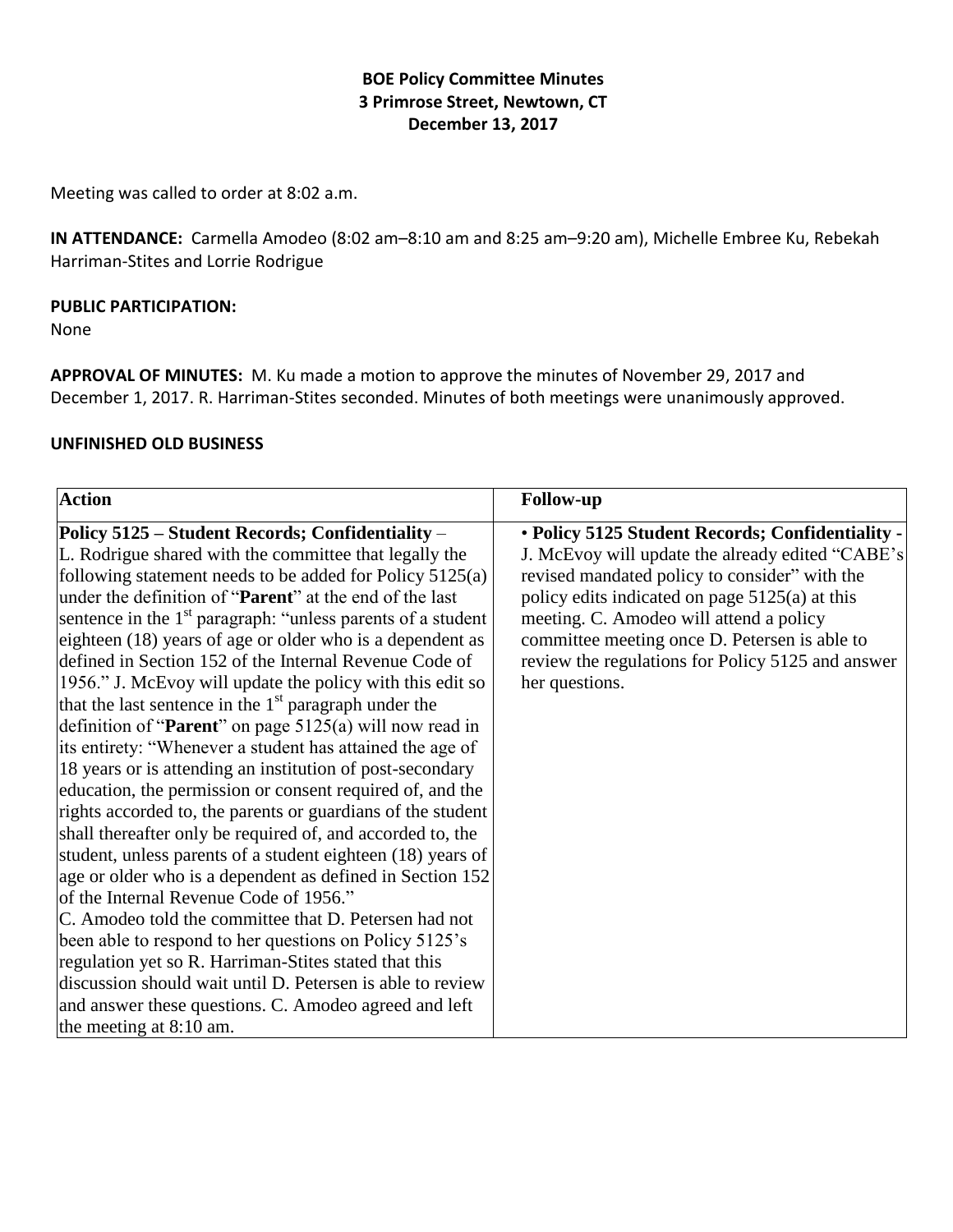**BOE Policy Committee Minutes**
**3 Primrose Street, Newtown, CT**
**December 13, 2017**

Meeting was called to order at 8:02 a.m.

**IN ATTENDANCE:** Carmella Amodeo (8:02 am–8:10 am and 8:25 am–9:20 am), Michelle Embree Ku, Rebekah Harriman-Stites and Lorrie Rodrigue

**PUBLIC PARTICIPATION:**
None

**APPROVAL OF MINUTES:** M. Ku made a motion to approve the minutes of November 29, 2017 and December 1, 2017. R. Harriman-Stites seconded. Minutes of both meetings were unanimously approved.

**UNFINISHED OLD BUSINESS**

| Action | Follow-up |
|---|---|
| **Policy 5125 – Student Records; Confidentiality** – L. Rodrigue shared with the committee that legally the following statement needs to be added for Policy 5125(a) under the definition of "**Parent**" at the end of the last sentence in the 1st paragraph: "unless parents of a student eighteen (18) years of age or older who is a dependent as defined in Section 152 of the Internal Revenue Code of 1956." J. McEvoy will update the policy with this edit so that the last sentence in the 1st paragraph under the definition of "**Parent**" on page 5125(a) will now read in its entirety: "Whenever a student has attained the age of 18 years or is attending an institution of post-secondary education, the permission or consent required of, and the rights accorded to, the parents or guardians of the student shall thereafter only be required of, and accorded to, the student, unless parents of a student eighteen (18) years of age or older who is a dependent as defined in Section 152 of the Internal Revenue Code of 1956." C. Amodeo told the committee that D. Petersen had not been able to respond to her questions on Policy 5125's regulation yet so R. Harriman-Stites stated that this discussion should wait until D. Petersen is able to review and answer these questions. C. Amodeo agreed and left the meeting at 8:10 am. | • **Policy 5125 Student Records; Confidentiality -** J. McEvoy will update the already edited "CABE's revised mandated policy to consider" with the policy edits indicated on page 5125(a) at this meeting. C. Amodeo will attend a policy committee meeting once D. Petersen is able to review the regulations for Policy 5125 and answer her questions. |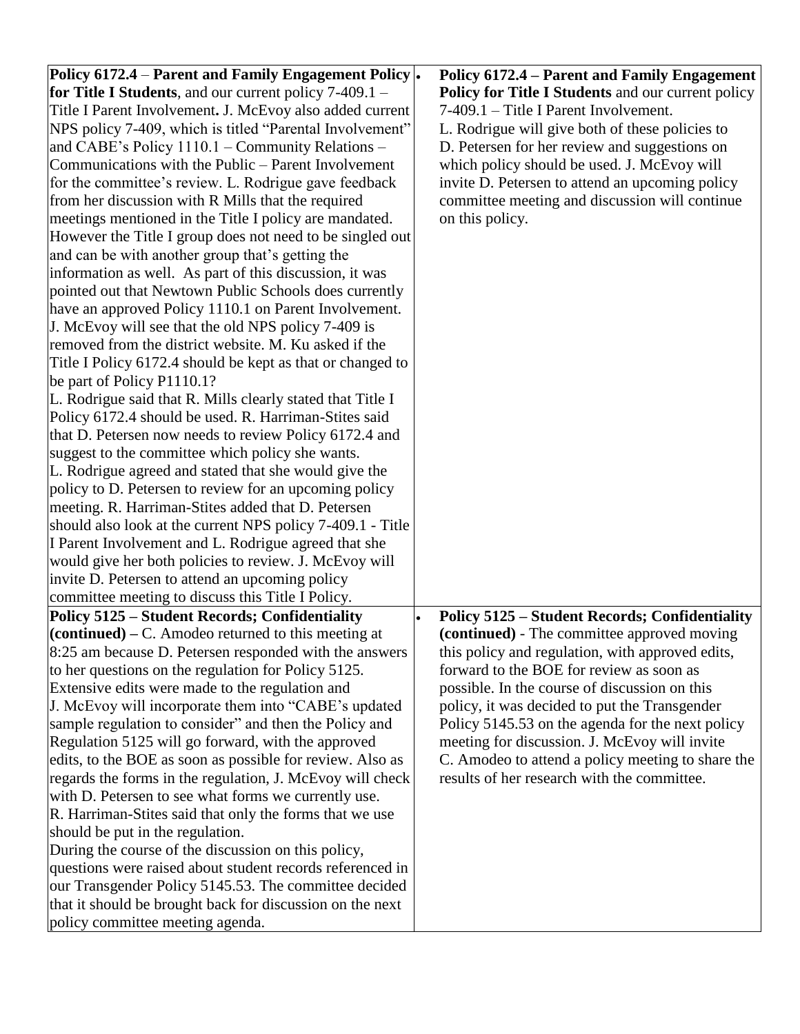| | |
|---|---|
| **Policy 6172.4** – **Parent and Family Engagement Policy for Title I Students**, and our current policy 7-409.1 – Title I Parent Involvement**.** J. McEvoy also added current NPS policy 7-409, which is titled "Parental Involvement" and CABE's Policy 1110.1 – Community Relations – Communications with the Public – Parent Involvement for the committee's review. L. Rodrigue gave feedback from her discussion with R Mills that the required meetings mentioned in the Title I policy are mandated. However the Title I group does not need to be singled out and can be with another group that's getting the information as well. As part of this discussion, it was pointed out that Newtown Public Schools does currently have an approved Policy 1110.1 on Parent Involvement. J. McEvoy will see that the old NPS policy 7-409 is removed from the district website. M. Ku asked if the Title I Policy 6172.4 should be kept as that or changed to be part of Policy P1110.1?<br>L. Rodrigue said that R. Mills clearly stated that Title I Policy 6172.4 should be used. R. Harriman-Stites said that D. Petersen now needs to review Policy 6172.4 and suggest to the committee which policy she wants.<br>L. Rodrigue agreed and stated that she would give the policy to D. Petersen to review for an upcoming policy meeting. R. Harriman-Stites added that D. Petersen should also look at the current NPS policy 7-409.1 - Title I Parent Involvement and L. Rodrigue agreed that she would give her both policies to review. J. McEvoy will invite D. Petersen to attend an upcoming policy committee meeting to discuss this Title I Policy. | • **Policy 6172.4 – Parent and Family Engagement Policy for Title I Students** and our current policy 7-409.1 – Title I Parent Involvement.<br>L. Rodrigue will give both of these policies to D. Petersen for her review and suggestions on which policy should be used. J. McEvoy will invite D. Petersen to attend an upcoming policy committee meeting and discussion will continue on this policy. |
| **Policy 5125 – Student Records; Confidentiality (continued) –** C. Amodeo returned to this meeting at 8:25 am because D. Petersen responded with the answers to her questions on the regulation for Policy 5125. Extensive edits were made to the regulation and J. McEvoy will incorporate them into "CABE's updated sample regulation to consider" and then the Policy and Regulation 5125 will go forward, with the approved edits, to the BOE as soon as possible for review. Also as regards the forms in the regulation, J. McEvoy will check with D. Petersen to see what forms we currently use.<br>R. Harriman-Stites said that only the forms that we use should be put in the regulation.<br>During the course of the discussion on this policy, questions were raised about student records referenced in our Transgender Policy 5145.53. The committee decided that it should be brought back for discussion on the next policy committee meeting agenda. | • **Policy 5125 – Student Records; Confidentiality (continued)** - The committee approved moving this policy and regulation, with approved edits, forward to the BOE for review as soon as possible. In the course of discussion on this policy, it was decided to put the Transgender Policy 5145.53 on the agenda for the next policy meeting for discussion. J. McEvoy will invite C. Amodeo to attend a policy meeting to share the results of her research with the committee. |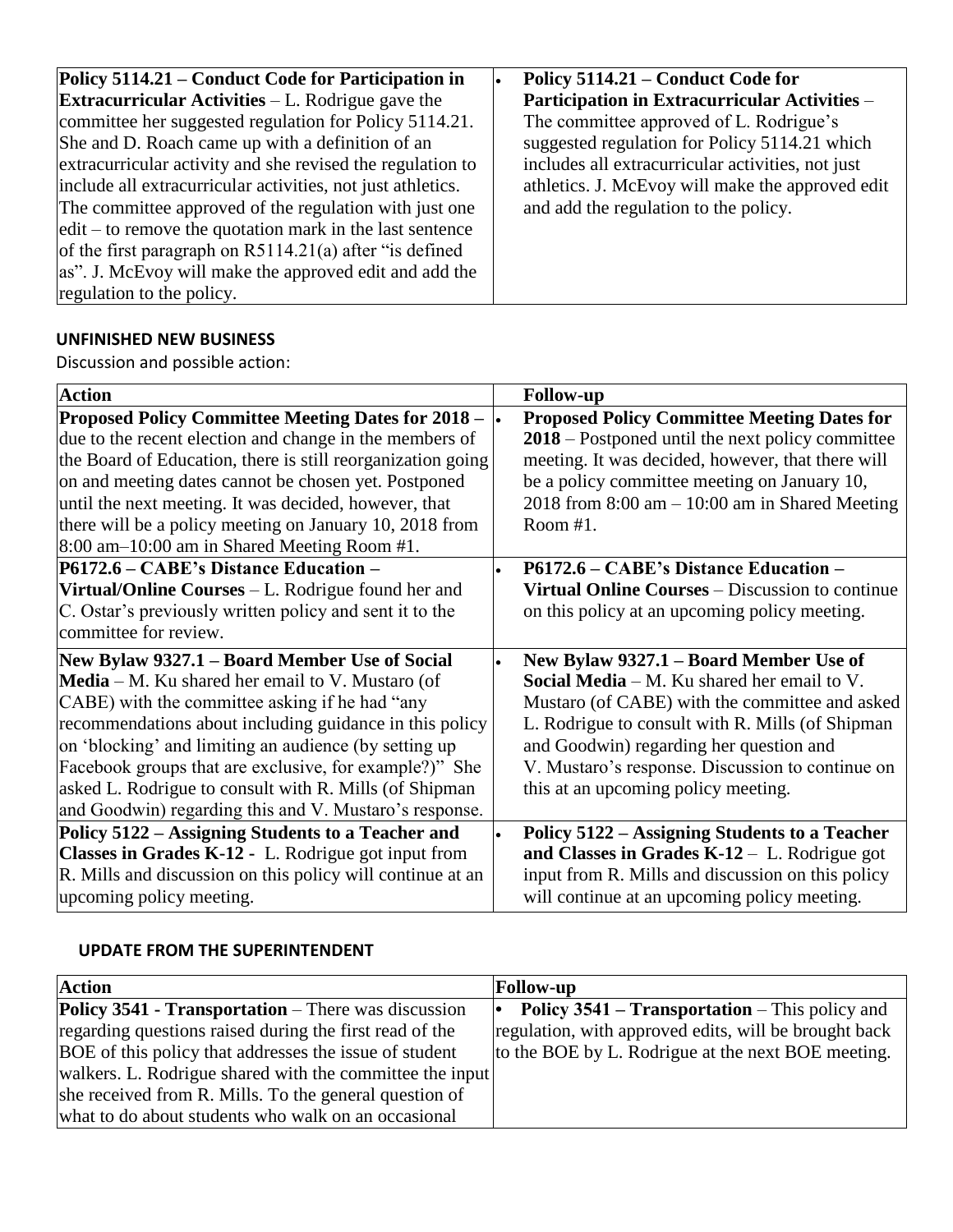| | |
|---|---|
| **Policy 5114.21 – Conduct Code for Participation in Extracurricular Activities** – L. Rodrigue gave the committee her suggested regulation for Policy 5114.21. She and D. Roach came up with a definition of an extracurricular activity and she revised the regulation to include all extracurricular activities, not just athletics. The committee approved of the regulation with just one edit – to remove the quotation mark in the last sentence of the first paragraph on R5114.21(a) after "is defined as". J. McEvoy will make the approved edit and add the regulation to the policy. | • **Policy 5114.21 – Conduct Code for Participation in Extracurricular Activities** – The committee approved of L. Rodrigue's suggested regulation for Policy 5114.21 which includes all extracurricular activities, not just athletics. J. McEvoy will make the approved edit and add the regulation to the policy. |

**UNFINISHED NEW BUSINESS**

Discussion and possible action:

| Action | Follow-up |
|---|---|
| **Proposed Policy Committee Meeting Dates for 2018** – due to the recent election and change in the members of the Board of Education, there is still reorganization going on and meeting dates cannot be chosen yet. Postponed until the next meeting. It was decided, however, that there will be a policy meeting on January 10, 2018 from 8:00 am–10:00 am in Shared Meeting Room #1. | • **Proposed Policy Committee Meeting Dates for 2018** – Postponed until the next policy committee meeting. It was decided, however, that there will be a policy committee meeting on January 10, 2018 from 8:00 am – 10:00 am in Shared Meeting Room #1. |
| **P6172.6 – CABE's Distance Education – Virtual/Online Courses** – L. Rodrigue found her and C. Ostar's previously written policy and sent it to the committee for review. | • **P6172.6 – CABE's Distance Education – Virtual Online Courses** – Discussion to continue on this policy at an upcoming policy meeting. |
| **New Bylaw 9327.1 – Board Member Use of Social Media** – M. Ku shared her email to V. Mustaro (of CABE) with the committee asking if he had "any recommendations about including guidance in this policy on 'blocking' and limiting an audience (by setting up Facebook groups that are exclusive, for example?)" She asked L. Rodrigue to consult with R. Mills (of Shipman and Goodwin) regarding this and V. Mustaro's response. | • **New Bylaw 9327.1 – Board Member Use of Social Media** – M. Ku shared her email to V. Mustaro (of CABE) with the committee and asked L. Rodrigue to consult with R. Mills (of Shipman and Goodwin) regarding her question and V. Mustaro's response. Discussion to continue on this at an upcoming policy meeting. |
| **Policy 5122 – Assigning Students to a Teacher and Classes in Grades K-12** - L. Rodrigue got input from R. Mills and discussion on this policy will continue at an upcoming policy meeting. | • **Policy 5122 – Assigning Students to a Teacher and Classes in Grades K-12** – L. Rodrigue got input from R. Mills and discussion on this policy will continue at an upcoming policy meeting. |

**UPDATE FROM THE SUPERINTENDENT**

| Action | Follow-up |
|---|---|
| **Policy 3541 - Transportation** – There was discussion regarding questions raised during the first read of the BOE of this policy that addresses the issue of student walkers. L. Rodrigue shared with the committee the input she received from R. Mills. To the general question of what to do about students who walk on an occasional | • **Policy 3541 – Transportation** – This policy and regulation, with approved edits, will be brought back to the BOE by L. Rodrigue at the next BOE meeting. |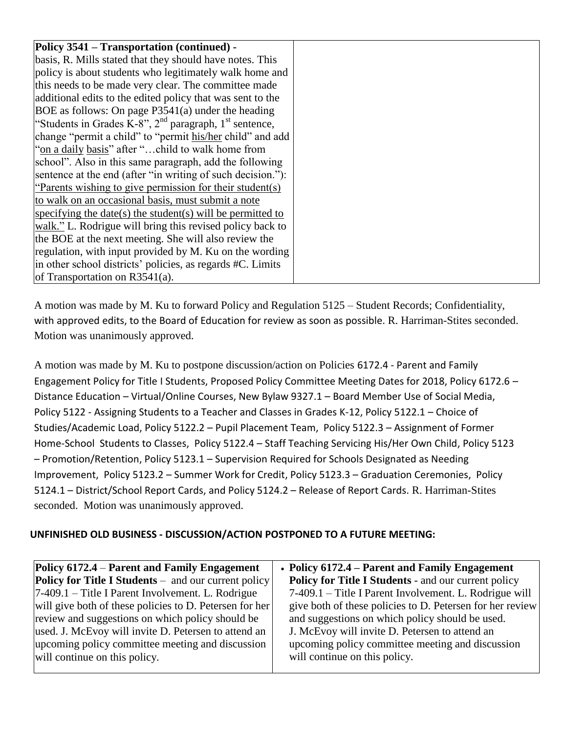| Policy 3541 – Transportation (continued) - basis, R. Mills stated that they should have notes. This policy is about students who legitimately walk home and this needs to be made very clear. The committee made additional edits to the edited policy that was sent to the BOE as follows: On page P3541(a) under the heading "Students in Grades K-8", 2nd paragraph, 1st sentence, change "permit a child" to "permit <u>his/her</u> child" and add "<u>on a daily basis</u>" after "…child to walk home from school". Also in this same paragraph, add the following sentence at the end (after "in writing of such decision."): <u>"Parents wishing to give permission for their student(s) to walk on an occasional basis, must submit a note specifying the date(s) the student(s) will be permitted to walk."</u> L. Rodrigue will bring this revised policy back to the BOE at the next meeting. She will also review the regulation, with input provided by M. Ku on the wording in other school districts' policies, as regards #C. Limits of Transportation on R3541(a). | |
|---|---|

A motion was made by M. Ku to forward Policy and Regulation 5125 – Student Records; Confidentiality, with approved edits, to the Board of Education for review as soon as possible. R. Harriman-Stites seconded. Motion was unanimously approved.

A motion was made by M. Ku to postpone discussion/action on Policies 6172.4 - Parent and Family Engagement Policy for Title I Students, Proposed Policy Committee Meeting Dates for 2018, Policy 6172.6 – Distance Education – Virtual/Online Courses, New Bylaw 9327.1 – Board Member Use of Social Media, Policy 5122 - Assigning Students to a Teacher and Classes in Grades K-12, Policy 5122.1 – Choice of Studies/Academic Load, Policy 5122.2 – Pupil Placement Team, Policy 5122.3 – Assignment of Former Home-School Students to Classes, Policy 5122.4 – Staff Teaching Servicing His/Her Own Child, Policy 5123 – Promotion/Retention, Policy 5123.1 – Supervision Required for Schools Designated as Needing Improvement, Policy 5123.2 – Summer Work for Credit, Policy 5123.3 – Graduation Ceremonies, Policy 5124.1 – District/School Report Cards, and Policy 5124.2 – Release of Report Cards. R. Harriman-Stites seconded. Motion was unanimously approved.

**UNFINISHED OLD BUSINESS - DISCUSSION/ACTION POSTPONED TO A FUTURE MEETING:**

| **Policy 6172.4** – **Parent and Family Engagement Policy for Title I Students** – and our current policy 7-409.1 – Title I Parent Involvement. L. Rodrigue will give both of these policies to D. Petersen for her review and suggestions on which policy should be used. J. McEvoy will invite D. Petersen to attend an upcoming policy committee meeting and discussion will continue on this policy. | • **Policy 6172.4 – Parent and Family Engagement Policy for Title I Students** - and our current policy 7-409.1 – Title I Parent Involvement. L. Rodrigue will give both of these policies to D. Petersen for her review and suggestions on which policy should be used. J. McEvoy will invite D. Petersen to attend an upcoming policy committee meeting and discussion will continue on this policy. |
|---|---|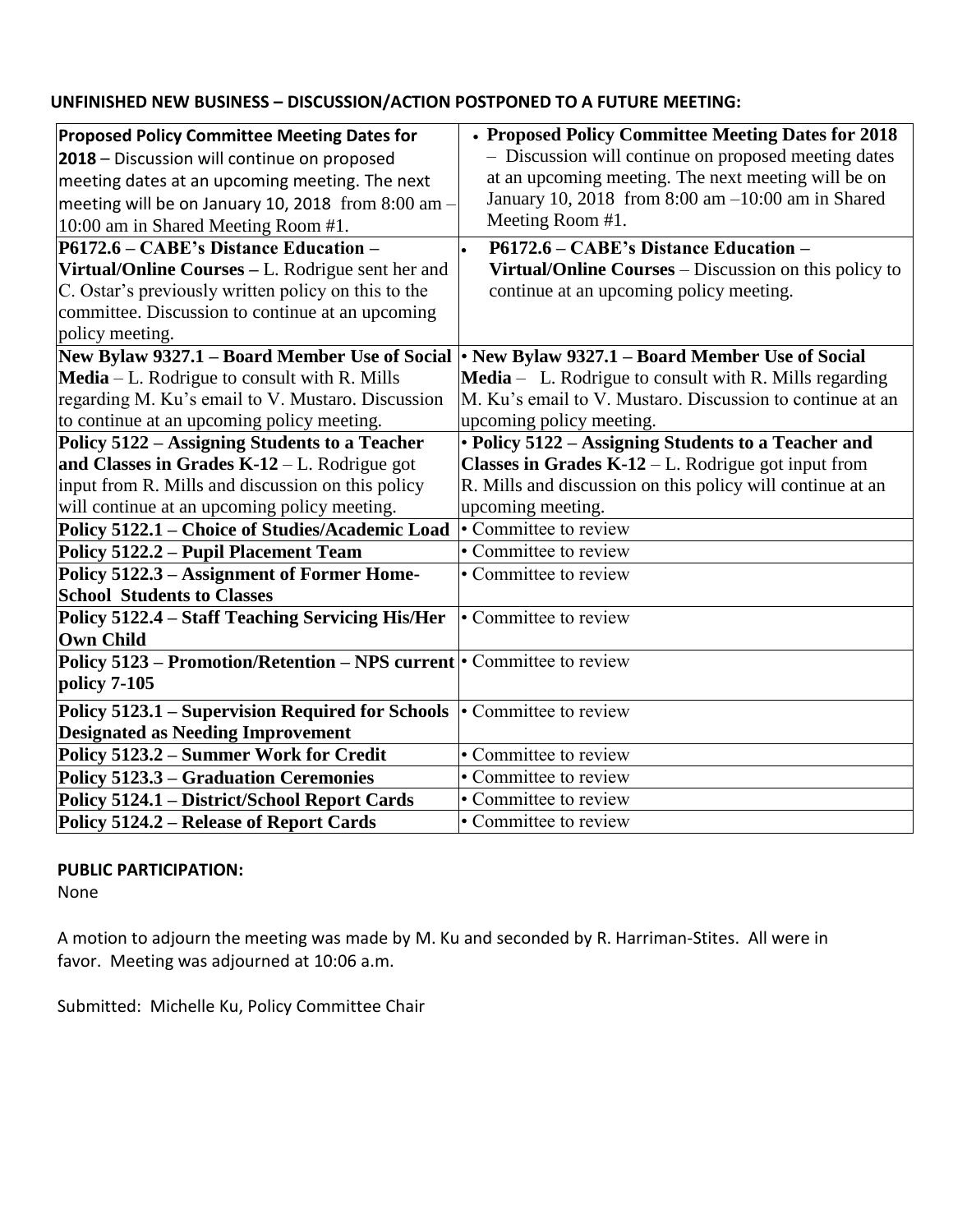**UNFINISHED NEW BUSINESS – DISCUSSION/ACTION POSTPONED TO A FUTURE MEETING:**

| | |
|---|---|
| **Proposed Policy Committee Meeting Dates for 2018** – Discussion will continue on proposed meeting dates at an upcoming meeting. The next meeting will be on January 10, 2018 from 8:00 am – 10:00 am in Shared Meeting Room #1. | • **Proposed Policy Committee Meeting Dates for 2018** – Discussion will continue on proposed meeting dates at an upcoming meeting. The next meeting will be on January 10, 2018 from 8:00 am –10:00 am in Shared Meeting Room #1. |
| **P6172.6 – CABE's Distance Education – Virtual/Online Courses –** L. Rodrigue sent her and C. Ostar's previously written policy on this to the committee. Discussion to continue at an upcoming policy meeting. | • **P6172.6 – CABE's Distance Education – Virtual/Online Courses** – Discussion on this policy to continue at an upcoming policy meeting. |
| **New Bylaw 9327.1 – Board Member Use of Social Media** – L. Rodrigue to consult with R. Mills regarding M. Ku's email to V. Mustaro. Discussion to continue at an upcoming policy meeting. | • **New Bylaw 9327.1 – Board Member Use of Social Media** – L. Rodrigue to consult with R. Mills regarding M. Ku's email to V. Mustaro. Discussion to continue at an upcoming policy meeting. |
| **Policy 5122 – Assigning Students to a Teacher and Classes in Grades K-12** – L. Rodrigue got input from R. Mills and discussion on this policy will continue at an upcoming policy meeting. | • **Policy 5122 – Assigning Students to a Teacher and Classes in Grades K-12** – L. Rodrigue got input from R. Mills and discussion on this policy will continue at an upcoming meeting. |
| **Policy 5122.1 – Choice of Studies/Academic Load** | • Committee to review |
| **Policy 5122.2 – Pupil Placement Team** | • Committee to review |
| **Policy 5122.3 – Assignment of Former Home-School Students to Classes** | • Committee to review |
| **Policy 5122.4 – Staff Teaching Servicing His/Her Own Child** | • Committee to review |
| **Policy 5123 – Promotion/Retention – NPS current policy 7-105** | • Committee to review |
| **Policy 5123.1 – Supervision Required for Schools Designated as Needing Improvement** | • Committee to review |
| **Policy 5123.2 – Summer Work for Credit** | • Committee to review |
| **Policy 5123.3 – Graduation Ceremonies** | • Committee to review |
| **Policy 5124.1 – District/School Report Cards** | • Committee to review |
| **Policy 5124.2 – Release of Report Cards** | • Committee to review |

**PUBLIC PARTICIPATION:**
None

A motion to adjourn the meeting was made by M. Ku and seconded by R. Harriman-Stites. All were in favor. Meeting was adjourned at 10:06 a.m.

Submitted: Michelle Ku, Policy Committee Chair